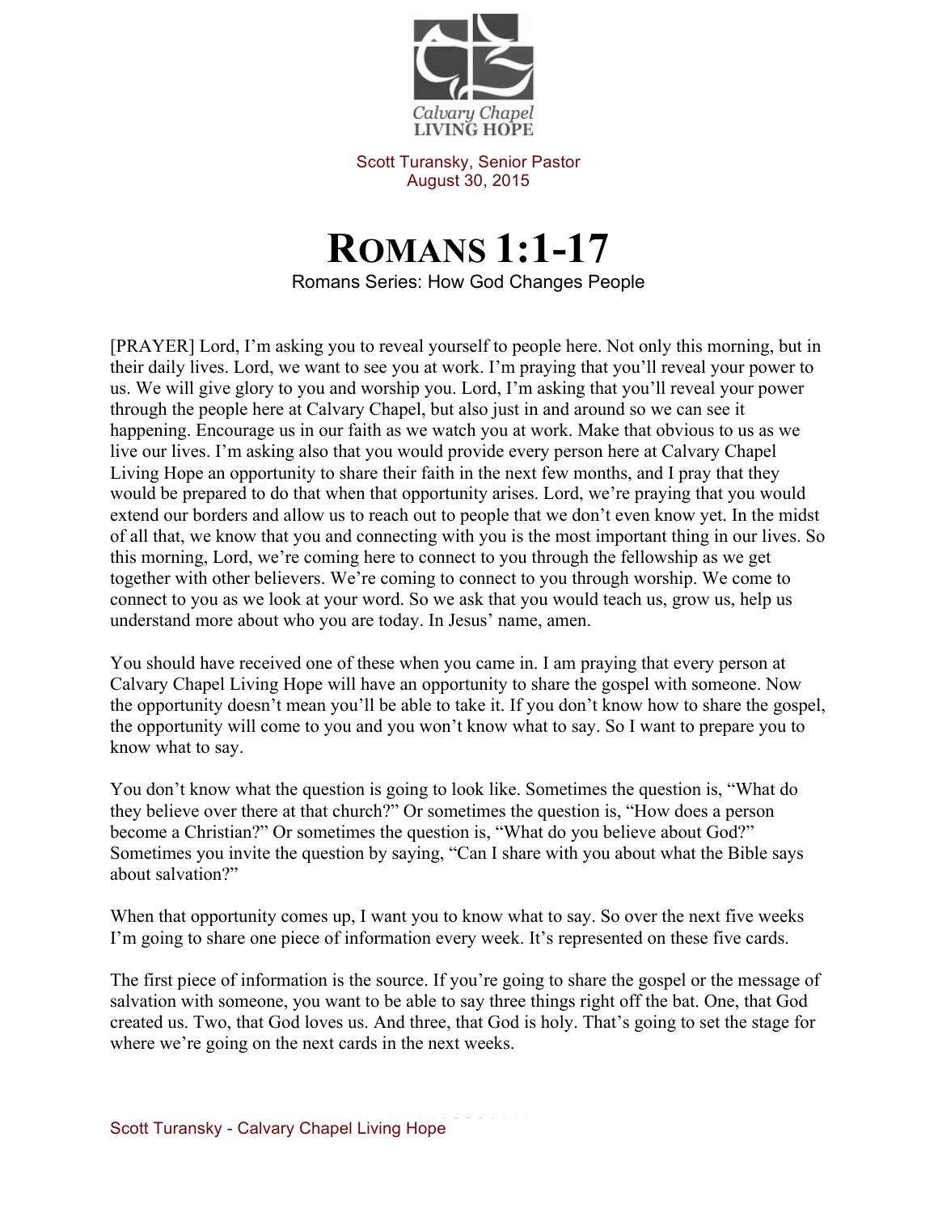Calvary Chapel
LIVING HOPE

Scott Turansky, Senior Pastor
August 30, 2015

# ROMANS 1:1-17

Romans Series: How God Changes People

[PRAYER] Lord, I'm asking you to reveal yourself to people here. Not only this morning, but in their daily lives. Lord, we want to see you at work. I'm praying that you'll reveal your power to us. We will give glory to you and worship you. Lord, I'm asking that you'll reveal your power through the people here at Calvary Chapel, but also just in and around so we can see it happening. Encourage us in our faith as we watch you at work. Make that obvious to us as we live our lives. I'm asking also that you would provide every person here at Calvary Chapel Living Hope an opportunity to share their faith in the next few months, and I pray that they would be prepared to do that when that opportunity arises. Lord, we're praying that you would extend our borders and allow us to reach out to people that we don't even know yet. In the midst of all that, we know that you and connecting with you is the most important thing in our lives. So this morning, Lord, we're coming here to connect to you through the fellowship as we get together with other believers. We're coming to connect to you through worship. We come to connect to you as we look at your word. So we ask that you would teach us, grow us, help us understand more about who you are today. In Jesus' name, amen.

You should have received one of these when you came in. I am praying that every person at Calvary Chapel Living Hope will have an opportunity to share the gospel with someone. Now the opportunity doesn't mean you'll be able to take it. If you don't know how to share the gospel, the opportunity will come to you and you won't know what to say. So I want to prepare you to know what to say.

You don't know what the question is going to look like. Sometimes the question is, "What do they believe over there at that church?" Or sometimes the question is, "How does a person become a Christian?" Or sometimes the question is, "What do you believe about God?" Sometimes you invite the question by saying, "Can I share with you about what the Bible says about salvation?"

When that opportunity comes up, I want you to know what to say. So over the next five weeks I'm going to share one piece of information every week. It's represented on these five cards.

The first piece of information is the source. If you're going to share the gospel or the message of salvation with someone, you want to be able to say three things right off the bat. One, that God created us. Two, that God loves us. And three, that God is holy. That's going to set the stage for where we're going on the next cards in the next weeks.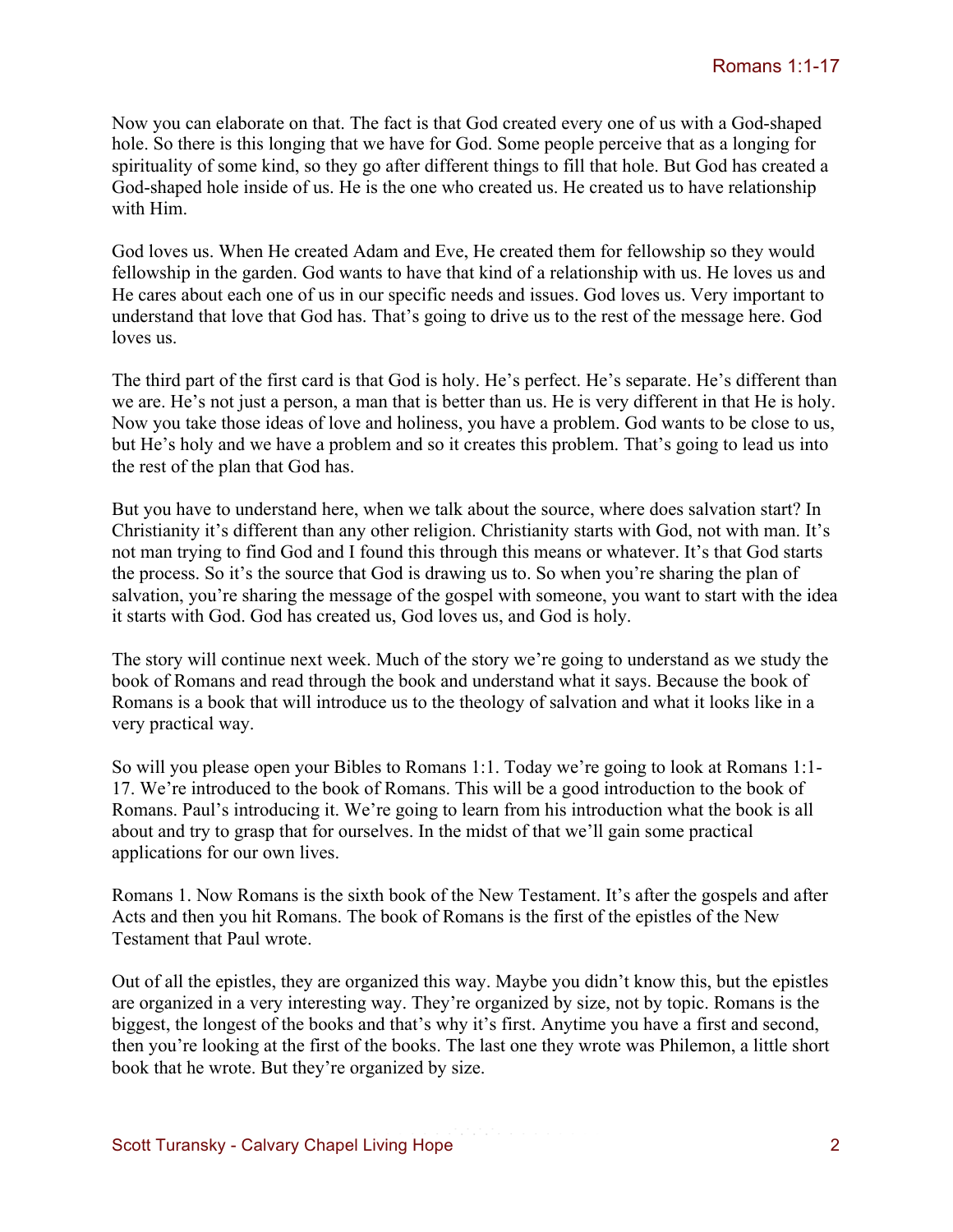Now you can elaborate on that. The fact is that God created every one of us with a God-shaped hole. So there is this longing that we have for God. Some people perceive that as a longing for spirituality of some kind, so they go after different things to fill that hole. But God has created a God-shaped hole inside of us. He is the one who created us. He created us to have relationship with Him.

God loves us. When He created Adam and Eve, He created them for fellowship so they would fellowship in the garden. God wants to have that kind of a relationship with us. He loves us and He cares about each one of us in our specific needs and issues. God loves us. Very important to understand that love that God has. That's going to drive us to the rest of the message here. God loves us.

The third part of the first card is that God is holy. He's perfect. He's separate. He's different than we are. He's not just a person, a man that is better than us. He is very different in that He is holy. Now you take those ideas of love and holiness, you have a problem. God wants to be close to us, but He's holy and we have a problem and so it creates this problem. That's going to lead us into the rest of the plan that God has.

But you have to understand here, when we talk about the source, where does salvation start? In Christianity it's different than any other religion. Christianity starts with God, not with man. It's not man trying to find God and I found this through this means or whatever. It's that God starts the process. So it's the source that God is drawing us to. So when you're sharing the plan of salvation, you're sharing the message of the gospel with someone, you want to start with the idea it starts with God. God has created us, God loves us, and God is holy.

The story will continue next week. Much of the story we're going to understand as we study the book of Romans and read through the book and understand what it says. Because the book of Romans is a book that will introduce us to the theology of salvation and what it looks like in a very practical way.

So will you please open your Bibles to Romans 1:1. Today we're going to look at Romans 1:1-17. We're introduced to the book of Romans. This will be a good introduction to the book of Romans. Paul's introducing it. We're going to learn from his introduction what the book is all about and try to grasp that for ourselves. In the midst of that we'll gain some practical applications for our own lives.

Romans 1. Now Romans is the sixth book of the New Testament. It's after the gospels and after Acts and then you hit Romans. The book of Romans is the first of the epistles of the New Testament that Paul wrote.

Out of all the epistles, they are organized this way. Maybe you didn't know this, but the epistles are organized in a very interesting way. They're organized by size, not by topic. Romans is the biggest, the longest of the books and that's why it's first. Anytime you have a first and second, then you're looking at the first of the books. The last one they wrote was Philemon, a little short book that he wrote. But they're organized by size.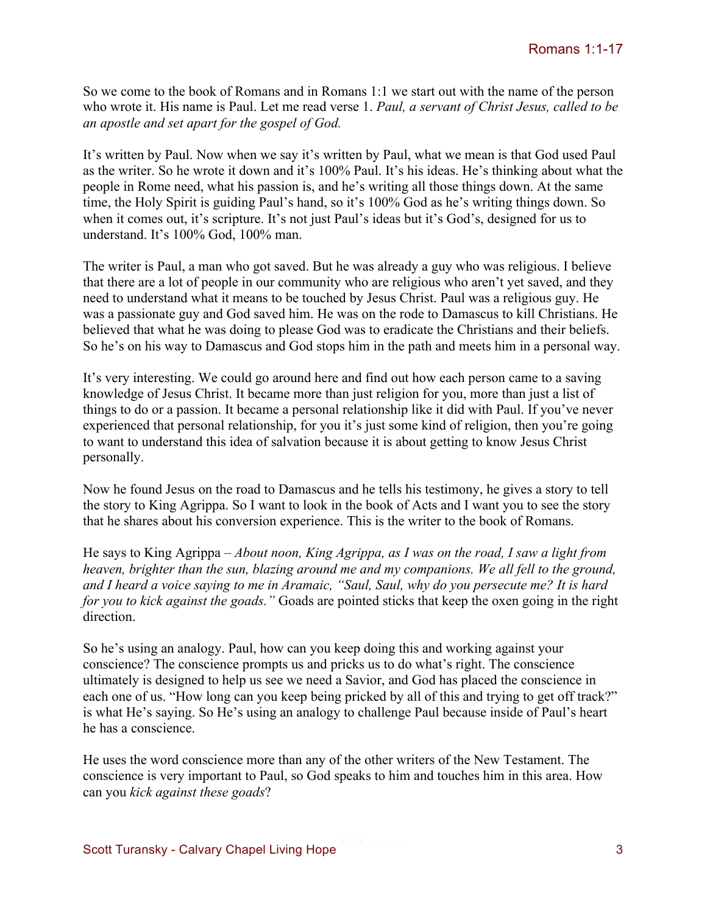So we come to the book of Romans and in Romans 1:1 we start out with the name of the person who wrote it. His name is Paul. Let me read verse 1. *Paul, a servant of Christ Jesus, called to be an apostle and set apart for the gospel of God.*

It's written by Paul. Now when we say it's written by Paul, what we mean is that God used Paul as the writer. So he wrote it down and it's 100% Paul. It's his ideas. He's thinking about what the people in Rome need, what his passion is, and he's writing all those things down. At the same time, the Holy Spirit is guiding Paul's hand, so it's 100% God as he's writing things down. So when it comes out, it's scripture. It's not just Paul's ideas but it's God's, designed for us to understand. It's 100% God, 100% man.

The writer is Paul, a man who got saved. But he was already a guy who was religious. I believe that there are a lot of people in our community who are religious who aren't yet saved, and they need to understand what it means to be touched by Jesus Christ. Paul was a religious guy. He was a passionate guy and God saved him. He was on the rode to Damascus to kill Christians. He believed that what he was doing to please God was to eradicate the Christians and their beliefs. So he's on his way to Damascus and God stops him in the path and meets him in a personal way.

It's very interesting. We could go around here and find out how each person came to a saving knowledge of Jesus Christ. It became more than just religion for you, more than just a list of things to do or a passion. It became a personal relationship like it did with Paul. If you've never experienced that personal relationship, for you it's just some kind of religion, then you're going to want to understand this idea of salvation because it is about getting to know Jesus Christ personally.

Now he found Jesus on the road to Damascus and he tells his testimony, he gives a story to tell the story to King Agrippa. So I want to look in the book of Acts and I want you to see the story that he shares about his conversion experience. This is the writer to the book of Romans.

He says to King Agrippa – *About noon, King Agrippa, as I was on the road, I saw a light from heaven, brighter than the sun, blazing around me and my companions. We all fell to the ground, and I heard a voice saying to me in Aramaic, "Saul, Saul, why do you persecute me? It is hard for you to kick against the goads."* Goads are pointed sticks that keep the oxen going in the right direction.

So he's using an analogy. Paul, how can you keep doing this and working against your conscience? The conscience prompts us and pricks us to do what's right. The conscience ultimately is designed to help us see we need a Savior, and God has placed the conscience in each one of us. "How long can you keep being pricked by all of this and trying to get off track?" is what He's saying. So He's using an analogy to challenge Paul because inside of Paul's heart he has a conscience.

He uses the word conscience more than any of the other writers of the New Testament. The conscience is very important to Paul, so God speaks to him and touches him in this area. How can you *kick against these goads*?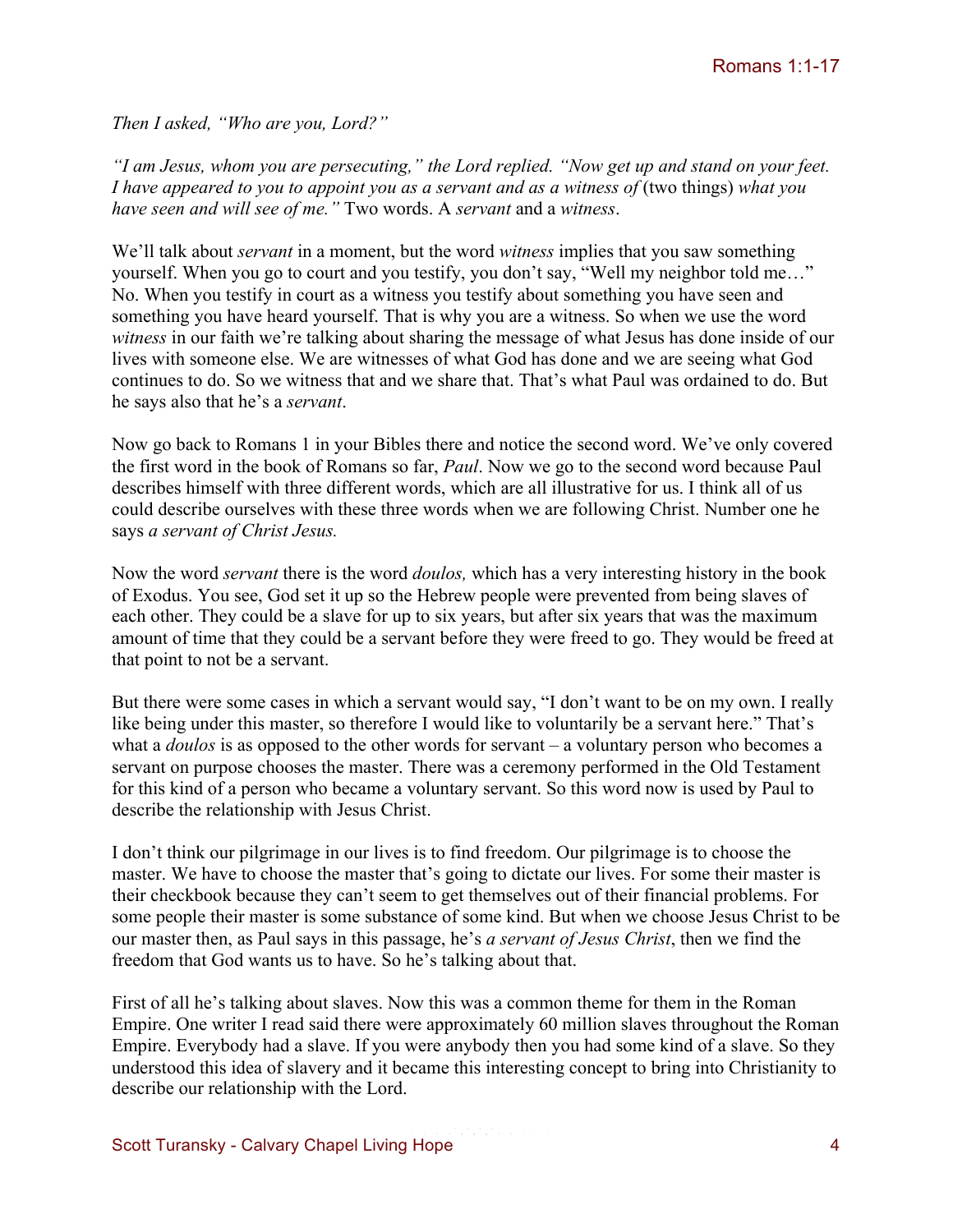*Then I asked, "Who are you, Lord?"*

*"I am Jesus, whom you are persecuting," the Lord replied. "Now get up and stand on your feet. I have appeared to you to appoint you as a servant and as a witness of* (two things) *what you have seen and will see of me."* Two words. A *servant* and a *witness*.

We'll talk about *servant* in a moment, but the word *witness* implies that you saw something yourself. When you go to court and you testify, you don't say, "Well my neighbor told me…" No. When you testify in court as a witness you testify about something you have seen and something you have heard yourself. That is why you are a witness. So when we use the word *witness* in our faith we're talking about sharing the message of what Jesus has done inside of our lives with someone else. We are witnesses of what God has done and we are seeing what God continues to do. So we witness that and we share that. That's what Paul was ordained to do. But he says also that he's a *servant*.

Now go back to Romans 1 in your Bibles there and notice the second word. We've only covered the first word in the book of Romans so far, *Paul*. Now we go to the second word because Paul describes himself with three different words, which are all illustrative for us. I think all of us could describe ourselves with these three words when we are following Christ. Number one he says *a servant of Christ Jesus.*

Now the word *servant* there is the word *doulos,* which has a very interesting history in the book of Exodus. You see, God set it up so the Hebrew people were prevented from being slaves of each other. They could be a slave for up to six years, but after six years that was the maximum amount of time that they could be a servant before they were freed to go. They would be freed at that point to not be a servant.

But there were some cases in which a servant would say, "I don't want to be on my own. I really like being under this master, so therefore I would like to voluntarily be a servant here." That's what a *doulos* is as opposed to the other words for servant – a voluntary person who becomes a servant on purpose chooses the master. There was a ceremony performed in the Old Testament for this kind of a person who became a voluntary servant. So this word now is used by Paul to describe the relationship with Jesus Christ.

I don't think our pilgrimage in our lives is to find freedom. Our pilgrimage is to choose the master. We have to choose the master that's going to dictate our lives. For some their master is their checkbook because they can't seem to get themselves out of their financial problems. For some people their master is some substance of some kind. But when we choose Jesus Christ to be our master then, as Paul says in this passage, he's *a servant of Jesus Christ*, then we find the freedom that God wants us to have. So he's talking about that.

First of all he's talking about slaves. Now this was a common theme for them in the Roman Empire. One writer I read said there were approximately 60 million slaves throughout the Roman Empire. Everybody had a slave. If you were anybody then you had some kind of a slave. So they understood this idea of slavery and it became this interesting concept to bring into Christianity to describe our relationship with the Lord.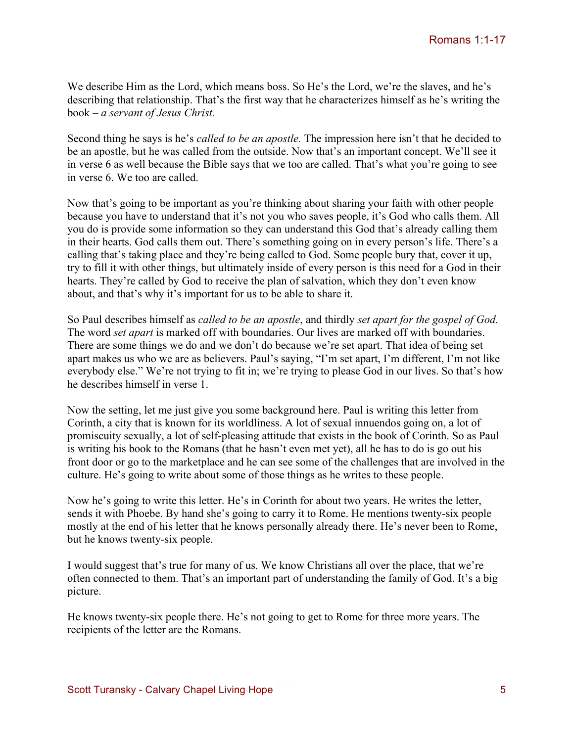We describe Him as the Lord, which means boss. So He's the Lord, we're the slaves, and he's describing that relationship. That's the first way that he characterizes himself as he's writing the book – *a servant of Jesus Christ.*

Second thing he says is he's *called to be an apostle.* The impression here isn't that he decided to be an apostle, but he was called from the outside. Now that's an important concept. We'll see it in verse 6 as well because the Bible says that we too are called. That's what you're going to see in verse 6. We too are called.

Now that's going to be important as you're thinking about sharing your faith with other people because you have to understand that it's not you who saves people, it's God who calls them. All you do is provide some information so they can understand this God that's already calling them in their hearts. God calls them out. There's something going on in every person's life. There's a calling that's taking place and they're being called to God. Some people bury that, cover it up, try to fill it with other things, but ultimately inside of every person is this need for a God in their hearts. They're called by God to receive the plan of salvation, which they don't even know about, and that's why it's important for us to be able to share it.

So Paul describes himself as *called to be an apostle*, and thirdly *set apart for the gospel of God.* The word *set apart* is marked off with boundaries. Our lives are marked off with boundaries. There are some things we do and we don't do because we're set apart. That idea of being set apart makes us who we are as believers. Paul's saying, "I'm set apart, I'm different, I'm not like everybody else." We're not trying to fit in; we're trying to please God in our lives. So that's how he describes himself in verse 1.

Now the setting, let me just give you some background here. Paul is writing this letter from Corinth, a city that is known for its worldliness. A lot of sexual innuendos going on, a lot of promiscuity sexually, a lot of self-pleasing attitude that exists in the book of Corinth. So as Paul is writing his book to the Romans (that he hasn't even met yet), all he has to do is go out his front door or go to the marketplace and he can see some of the challenges that are involved in the culture. He's going to write about some of those things as he writes to these people.

Now he's going to write this letter. He's in Corinth for about two years. He writes the letter, sends it with Phoebe. By hand she's going to carry it to Rome. He mentions twenty-six people mostly at the end of his letter that he knows personally already there. He's never been to Rome, but he knows twenty-six people.

I would suggest that's true for many of us. We know Christians all over the place, that we're often connected to them. That's an important part of understanding the family of God. It's a big picture.

He knows twenty-six people there. He's not going to get to Rome for three more years. The recipients of the letter are the Romans.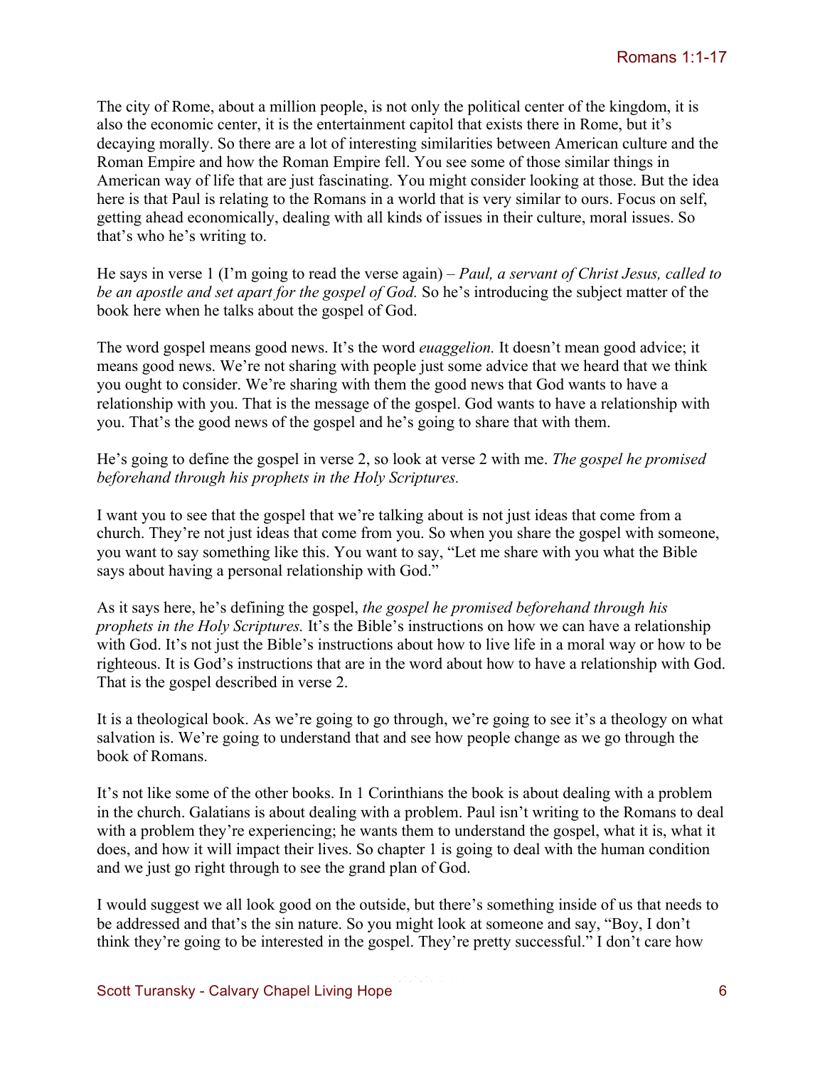The city of Rome, about a million people, is not only the political center of the kingdom, it is also the economic center, it is the entertainment capitol that exists there in Rome, but it's decaying morally. So there are a lot of interesting similarities between American culture and the Roman Empire and how the Roman Empire fell. You see some of those similar things in American way of life that are just fascinating. You might consider looking at those. But the idea here is that Paul is relating to the Romans in a world that is very similar to ours. Focus on self, getting ahead economically, dealing with all kinds of issues in their culture, moral issues. So that's who he's writing to.

He says in verse 1 (I'm going to read the verse again) – *Paul, a servant of Christ Jesus, called to be an apostle and set apart for the gospel of God.* So he's introducing the subject matter of the book here when he talks about the gospel of God.

The word gospel means good news. It's the word *euaggelion.* It doesn't mean good advice; it means good news. We're not sharing with people just some advice that we heard that we think you ought to consider. We're sharing with them the good news that God wants to have a relationship with you. That is the message of the gospel. God wants to have a relationship with you. That's the good news of the gospel and he's going to share that with them.

He's going to define the gospel in verse 2, so look at verse 2 with me. *The gospel he promised beforehand through his prophets in the Holy Scriptures.*

I want you to see that the gospel that we're talking about is not just ideas that come from a church. They're not just ideas that come from you. So when you share the gospel with someone, you want to say something like this. You want to say, "Let me share with you what the Bible says about having a personal relationship with God."

As it says here, he's defining the gospel, *the gospel he promised beforehand through his prophets in the Holy Scriptures.* It's the Bible's instructions on how we can have a relationship with God. It's not just the Bible's instructions about how to live life in a moral way or how to be righteous. It is God's instructions that are in the word about how to have a relationship with God. That is the gospel described in verse 2.

It is a theological book. As we're going to go through, we're going to see it's a theology on what salvation is. We're going to understand that and see how people change as we go through the book of Romans.

It's not like some of the other books. In 1 Corinthians the book is about dealing with a problem in the church. Galatians is about dealing with a problem. Paul isn't writing to the Romans to deal with a problem they're experiencing; he wants them to understand the gospel, what it is, what it does, and how it will impact their lives. So chapter 1 is going to deal with the human condition and we just go right through to see the grand plan of God.

I would suggest we all look good on the outside, but there's something inside of us that needs to be addressed and that's the sin nature. So you might look at someone and say, "Boy, I don't think they're going to be interested in the gospel. They're pretty successful." I don't care how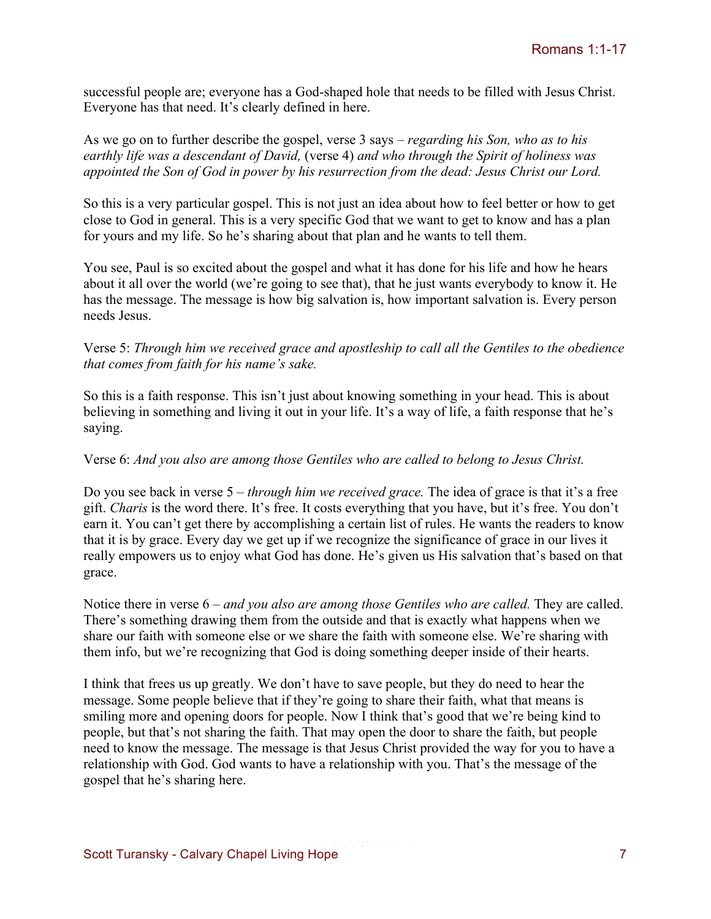successful people are; everyone has a God-shaped hole that needs to be filled with Jesus Christ. Everyone has that need. It's clearly defined in here.

As we go on to further describe the gospel, verse 3 says – *regarding his Son, who as to his earthly life was a descendant of David,* (verse 4) *and who through the Spirit of holiness was appointed the Son of God in power by his resurrection from the dead: Jesus Christ our Lord.*

So this is a very particular gospel. This is not just an idea about how to feel better or how to get close to God in general. This is a very specific God that we want to get to know and has a plan for yours and my life. So he's sharing about that plan and he wants to tell them.

You see, Paul is so excited about the gospel and what it has done for his life and how he hears about it all over the world (we're going to see that), that he just wants everybody to know it. He has the message. The message is how big salvation is, how important salvation is. Every person needs Jesus.

Verse 5: *Through him we received grace and apostleship to call all the Gentiles to the obedience that comes from faith for his name's sake.*

So this is a faith response. This isn't just about knowing something in your head. This is about believing in something and living it out in your life. It's a way of life, a faith response that he's saying.

Verse 6: *And you also are among those Gentiles who are called to belong to Jesus Christ.*

Do you see back in verse 5 – *through him we received grace.* The idea of grace is that it's a free gift. *Charis* is the word there. It's free. It costs everything that you have, but it's free. You don't earn it. You can't get there by accomplishing a certain list of rules. He wants the readers to know that it is by grace. Every day we get up if we recognize the significance of grace in our lives it really empowers us to enjoy what God has done. He's given us His salvation that's based on that grace.

Notice there in verse 6 – *and you also are among those Gentiles who are called.* They are called. There's something drawing them from the outside and that is exactly what happens when we share our faith with someone else or we share the faith with someone else. We're sharing with them info, but we're recognizing that God is doing something deeper inside of their hearts.

I think that frees us up greatly. We don't have to save people, but they do need to hear the message. Some people believe that if they're going to share their faith, what that means is smiling more and opening doors for people. Now I think that's good that we're being kind to people, but that's not sharing the faith. That may open the door to share the faith, but people need to know the message. The message is that Jesus Christ provided the way for you to have a relationship with God. God wants to have a relationship with you. That's the message of the gospel that he's sharing here.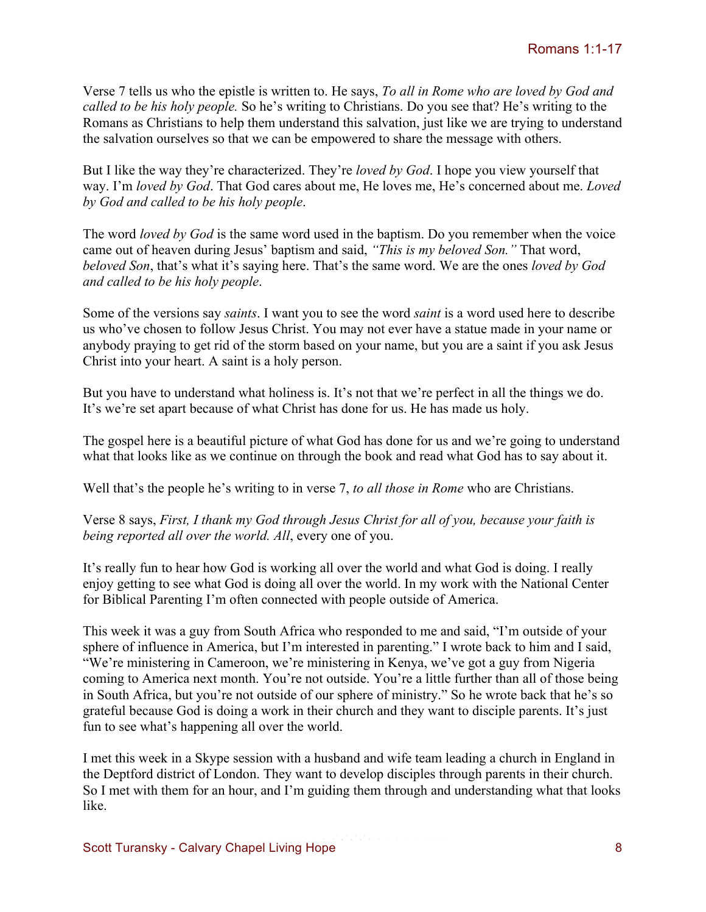Verse 7 tells us who the epistle is written to. He says, *To all in Rome who are loved by God and called to be his holy people.* So he's writing to Christians. Do you see that? He's writing to the Romans as Christians to help them understand this salvation, just like we are trying to understand the salvation ourselves so that we can be empowered to share the message with others.

But I like the way they're characterized. They're *loved by God*. I hope you view yourself that way. I'm *loved by God*. That God cares about me, He loves me, He's concerned about me. *Loved by God and called to be his holy people*.

The word *loved by God* is the same word used in the baptism. Do you remember when the voice came out of heaven during Jesus' baptism and said, *"This is my beloved Son."* That word, *beloved Son*, that's what it's saying here. That's the same word. We are the ones *loved by God and called to be his holy people*.

Some of the versions say *saints*. I want you to see the word *saint* is a word used here to describe us who've chosen to follow Jesus Christ. You may not ever have a statue made in your name or anybody praying to get rid of the storm based on your name, but you are a saint if you ask Jesus Christ into your heart. A saint is a holy person.

But you have to understand what holiness is. It's not that we're perfect in all the things we do. It's we're set apart because of what Christ has done for us. He has made us holy.

The gospel here is a beautiful picture of what God has done for us and we're going to understand what that looks like as we continue on through the book and read what God has to say about it.

Well that's the people he's writing to in verse 7, *to all those in Rome* who are Christians.

Verse 8 says, *First, I thank my God through Jesus Christ for all of you, because your faith is being reported all over the world. All*, every one of you.

It's really fun to hear how God is working all over the world and what God is doing. I really enjoy getting to see what God is doing all over the world. In my work with the National Center for Biblical Parenting I'm often connected with people outside of America.

This week it was a guy from South Africa who responded to me and said, "I'm outside of your sphere of influence in America, but I'm interested in parenting." I wrote back to him and I said, "We're ministering in Cameroon, we're ministering in Kenya, we've got a guy from Nigeria coming to America next month. You're not outside. You're a little further than all of those being in South Africa, but you're not outside of our sphere of ministry." So he wrote back that he's so grateful because God is doing a work in their church and they want to disciple parents. It's just fun to see what's happening all over the world.

I met this week in a Skype session with a husband and wife team leading a church in England in the Deptford district of London. They want to develop disciples through parents in their church. So I met with them for an hour, and I'm guiding them through and understanding what that looks like.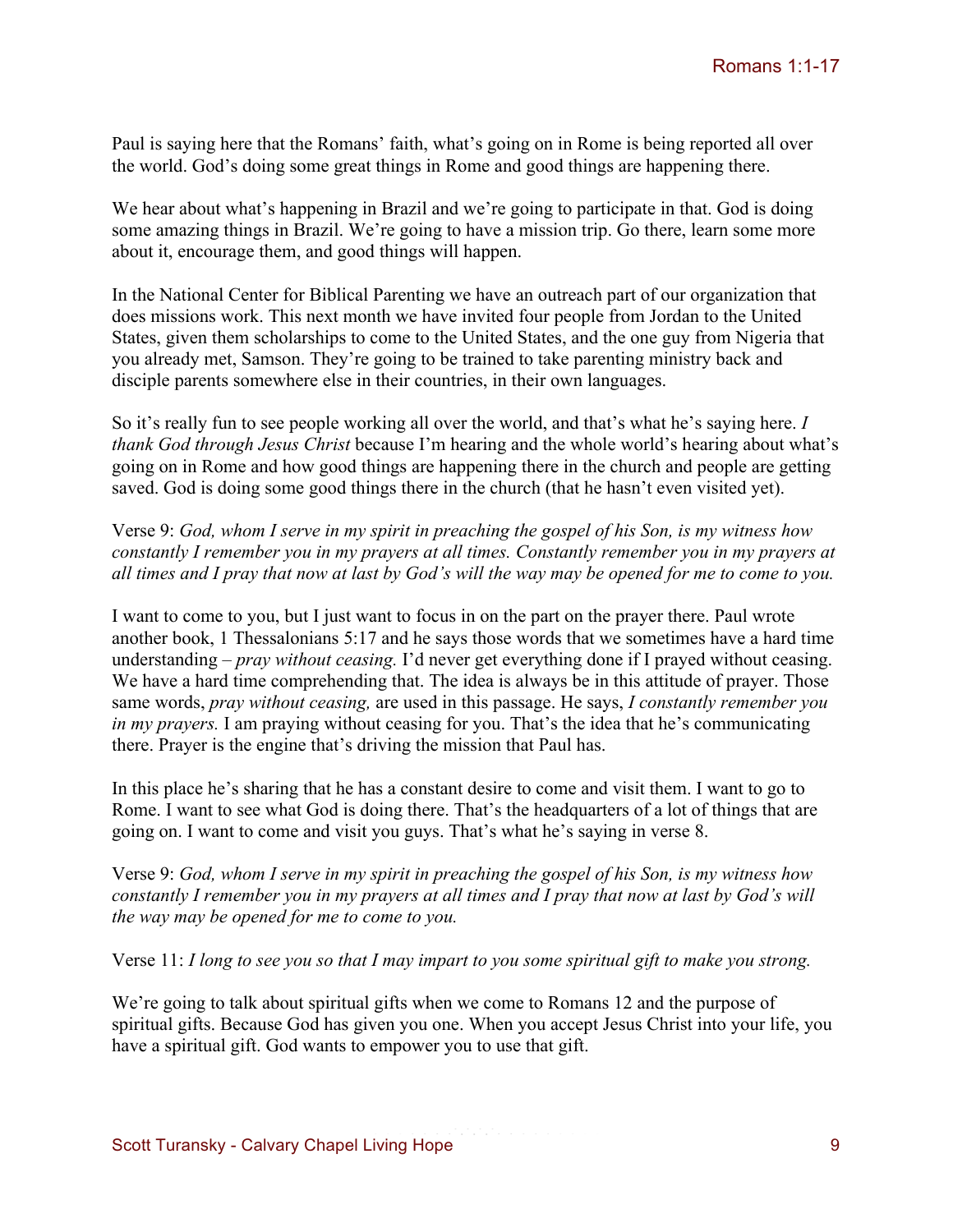Paul is saying here that the Romans' faith, what's going on in Rome is being reported all over the world. God's doing some great things in Rome and good things are happening there.

We hear about what's happening in Brazil and we're going to participate in that. God is doing some amazing things in Brazil. We're going to have a mission trip. Go there, learn some more about it, encourage them, and good things will happen.

In the National Center for Biblical Parenting we have an outreach part of our organization that does missions work. This next month we have invited four people from Jordan to the United States, given them scholarships to come to the United States, and the one guy from Nigeria that you already met, Samson. They're going to be trained to take parenting ministry back and disciple parents somewhere else in their countries, in their own languages.

So it's really fun to see people working all over the world, and that's what he's saying here. *I thank God through Jesus Christ* because I'm hearing and the whole world's hearing about what's going on in Rome and how good things are happening there in the church and people are getting saved. God is doing some good things there in the church (that he hasn't even visited yet).

Verse 9: *God, whom I serve in my spirit in preaching the gospel of his Son, is my witness how constantly I remember you in my prayers at all times. Constantly remember you in my prayers at all times and I pray that now at last by God's will the way may be opened for me to come to you.*

I want to come to you, but I just want to focus in on the part on the prayer there. Paul wrote another book, 1 Thessalonians 5:17 and he says those words that we sometimes have a hard time understanding – *pray without ceasing.* I'd never get everything done if I prayed without ceasing. We have a hard time comprehending that. The idea is always be in this attitude of prayer. Those same words, *pray without ceasing,* are used in this passage. He says, *I constantly remember you in my prayers.* I am praying without ceasing for you. That's the idea that he's communicating there. Prayer is the engine that's driving the mission that Paul has.

In this place he's sharing that he has a constant desire to come and visit them. I want to go to Rome. I want to see what God is doing there. That's the headquarters of a lot of things that are going on. I want to come and visit you guys. That's what he's saying in verse 8.

Verse 9: *God, whom I serve in my spirit in preaching the gospel of his Son, is my witness how constantly I remember you in my prayers at all times and I pray that now at last by God's will the way may be opened for me to come to you.*

Verse 11: *I long to see you so that I may impart to you some spiritual gift to make you strong.*

We're going to talk about spiritual gifts when we come to Romans 12 and the purpose of spiritual gifts. Because God has given you one. When you accept Jesus Christ into your life, you have a spiritual gift. God wants to empower you to use that gift.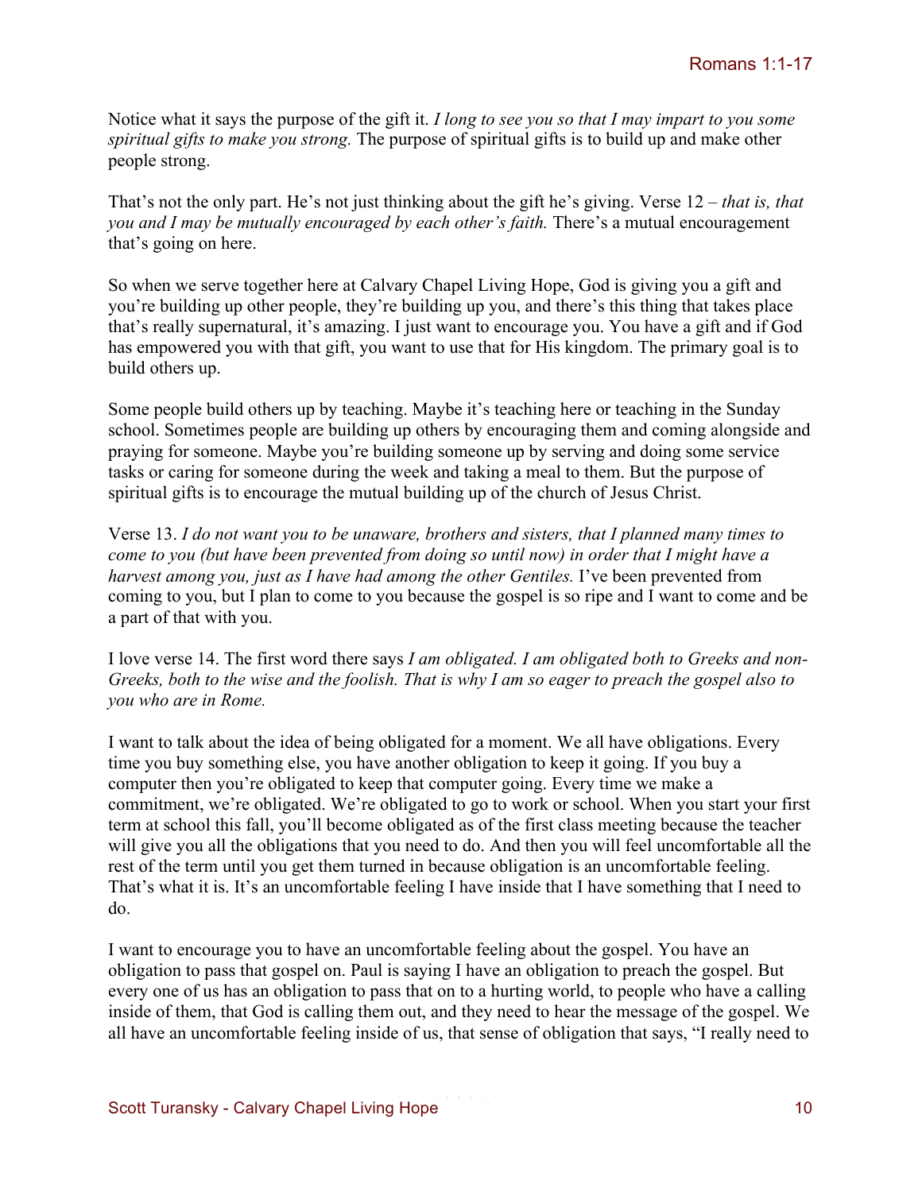Notice what it says the purpose of the gift it. *I long to see you so that I may impart to you some spiritual gifts to make you strong.* The purpose of spiritual gifts is to build up and make other people strong.

That's not the only part. He's not just thinking about the gift he's giving. Verse 12 – *that is, that you and I may be mutually encouraged by each other's faith.* There's a mutual encouragement that's going on here.

So when we serve together here at Calvary Chapel Living Hope, God is giving you a gift and you're building up other people, they're building up you, and there's this thing that takes place that's really supernatural, it's amazing. I just want to encourage you. You have a gift and if God has empowered you with that gift, you want to use that for His kingdom. The primary goal is to build others up.

Some people build others up by teaching. Maybe it's teaching here or teaching in the Sunday school. Sometimes people are building up others by encouraging them and coming alongside and praying for someone. Maybe you're building someone up by serving and doing some service tasks or caring for someone during the week and taking a meal to them. But the purpose of spiritual gifts is to encourage the mutual building up of the church of Jesus Christ.

Verse 13. *I do not want you to be unaware, brothers and sisters, that I planned many times to come to you (but have been prevented from doing so until now) in order that I might have a harvest among you, just as I have had among the other Gentiles.* I've been prevented from coming to you, but I plan to come to you because the gospel is so ripe and I want to come and be a part of that with you.

I love verse 14. The first word there says *I am obligated. I am obligated both to Greeks and non-Greeks, both to the wise and the foolish. That is why I am so eager to preach the gospel also to you who are in Rome.*

I want to talk about the idea of being obligated for a moment. We all have obligations. Every time you buy something else, you have another obligation to keep it going. If you buy a computer then you're obligated to keep that computer going. Every time we make a commitment, we're obligated. We're obligated to go to work or school. When you start your first term at school this fall, you'll become obligated as of the first class meeting because the teacher will give you all the obligations that you need to do. And then you will feel uncomfortable all the rest of the term until you get them turned in because obligation is an uncomfortable feeling. That's what it is. It's an uncomfortable feeling I have inside that I have something that I need to do.

I want to encourage you to have an uncomfortable feeling about the gospel. You have an obligation to pass that gospel on. Paul is saying I have an obligation to preach the gospel. But every one of us has an obligation to pass that on to a hurting world, to people who have a calling inside of them, that God is calling them out, and they need to hear the message of the gospel. We all have an uncomfortable feeling inside of us, that sense of obligation that says, "I really need to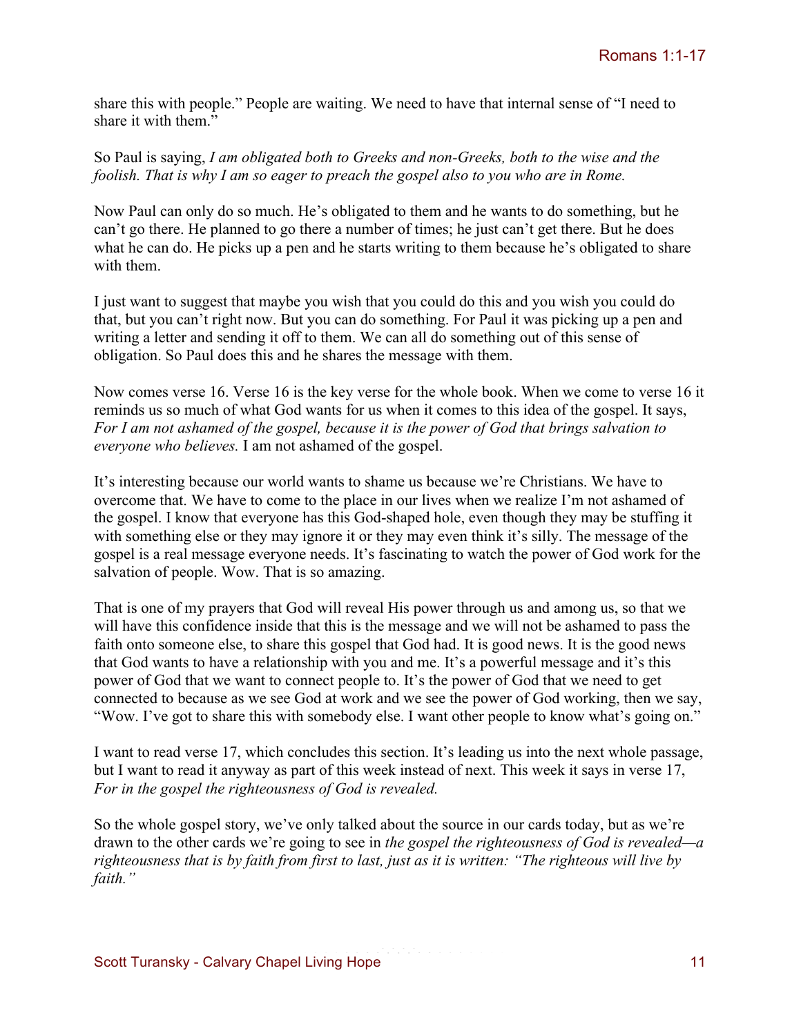share this with people." People are waiting. We need to have that internal sense of "I need to share it with them."

So Paul is saying, *I am obligated both to Greeks and non-Greeks, both to the wise and the foolish. That is why I am so eager to preach the gospel also to you who are in Rome.*

Now Paul can only do so much. He's obligated to them and he wants to do something, but he can't go there. He planned to go there a number of times; he just can't get there. But he does what he can do. He picks up a pen and he starts writing to them because he's obligated to share with them.

I just want to suggest that maybe you wish that you could do this and you wish you could do that, but you can't right now. But you can do something. For Paul it was picking up a pen and writing a letter and sending it off to them. We can all do something out of this sense of obligation. So Paul does this and he shares the message with them.

Now comes verse 16. Verse 16 is the key verse for the whole book. When we come to verse 16 it reminds us so much of what God wants for us when it comes to this idea of the gospel. It says, *For I am not ashamed of the gospel, because it is the power of God that brings salvation to everyone who believes.* I am not ashamed of the gospel.

It's interesting because our world wants to shame us because we're Christians. We have to overcome that. We have to come to the place in our lives when we realize I'm not ashamed of the gospel. I know that everyone has this God-shaped hole, even though they may be stuffing it with something else or they may ignore it or they may even think it's silly. The message of the gospel is a real message everyone needs. It's fascinating to watch the power of God work for the salvation of people. Wow. That is so amazing.

That is one of my prayers that God will reveal His power through us and among us, so that we will have this confidence inside that this is the message and we will not be ashamed to pass the faith onto someone else, to share this gospel that God had. It is good news. It is the good news that God wants to have a relationship with you and me. It's a powerful message and it's this power of God that we want to connect people to. It's the power of God that we need to get connected to because as we see God at work and we see the power of God working, then we say, "Wow. I've got to share this with somebody else. I want other people to know what's going on."

I want to read verse 17, which concludes this section. It's leading us into the next whole passage, but I want to read it anyway as part of this week instead of next. This week it says in verse 17, *For in the gospel the righteousness of God is revealed.*

So the whole gospel story, we've only talked about the source in our cards today, but as we're drawn to the other cards we're going to see in *the gospel the righteousness of God is revealed—a righteousness that is by faith from first to last, just as it is written: "The righteous will live by faith."*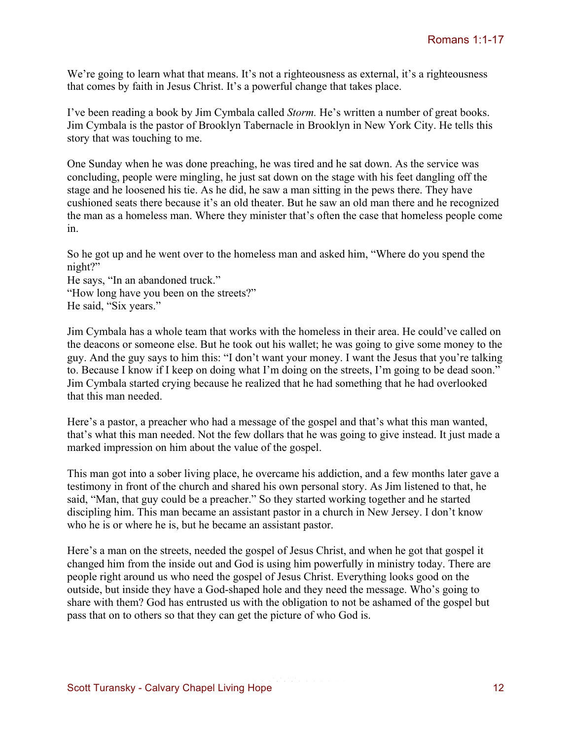We're going to learn what that means. It's not a righteousness as external, it's a righteousness that comes by faith in Jesus Christ. It's a powerful change that takes place.

I've been reading a book by Jim Cymbala called *Storm.* He's written a number of great books. Jim Cymbala is the pastor of Brooklyn Tabernacle in Brooklyn in New York City. He tells this story that was touching to me.

One Sunday when he was done preaching, he was tired and he sat down. As the service was concluding, people were mingling, he just sat down on the stage with his feet dangling off the stage and he loosened his tie. As he did, he saw a man sitting in the pews there. They have cushioned seats there because it's an old theater. But he saw an old man there and he recognized the man as a homeless man. Where they minister that's often the case that homeless people come in.

So he got up and he went over to the homeless man and asked him, "Where do you spend the night?"
He says, "In an abandoned truck."
"How long have you been on the streets?"
He said, "Six years."

Jim Cymbala has a whole team that works with the homeless in their area. He could've called on the deacons or someone else. But he took out his wallet; he was going to give some money to the guy. And the guy says to him this: "I don't want your money. I want the Jesus that you're talking to. Because I know if I keep on doing what I'm doing on the streets, I'm going to be dead soon." Jim Cymbala started crying because he realized that he had something that he had overlooked that this man needed.

Here's a pastor, a preacher who had a message of the gospel and that's what this man wanted, that's what this man needed. Not the few dollars that he was going to give instead. It just made a marked impression on him about the value of the gospel.

This man got into a sober living place, he overcame his addiction, and a few months later gave a testimony in front of the church and shared his own personal story. As Jim listened to that, he said, "Man, that guy could be a preacher." So they started working together and he started discipling him. This man became an assistant pastor in a church in New Jersey. I don't know who he is or where he is, but he became an assistant pastor.

Here's a man on the streets, needed the gospel of Jesus Christ, and when he got that gospel it changed him from the inside out and God is using him powerfully in ministry today. There are people right around us who need the gospel of Jesus Christ. Everything looks good on the outside, but inside they have a God-shaped hole and they need the message. Who's going to share with them? God has entrusted us with the obligation to not be ashamed of the gospel but pass that on to others so that they can get the picture of who God is.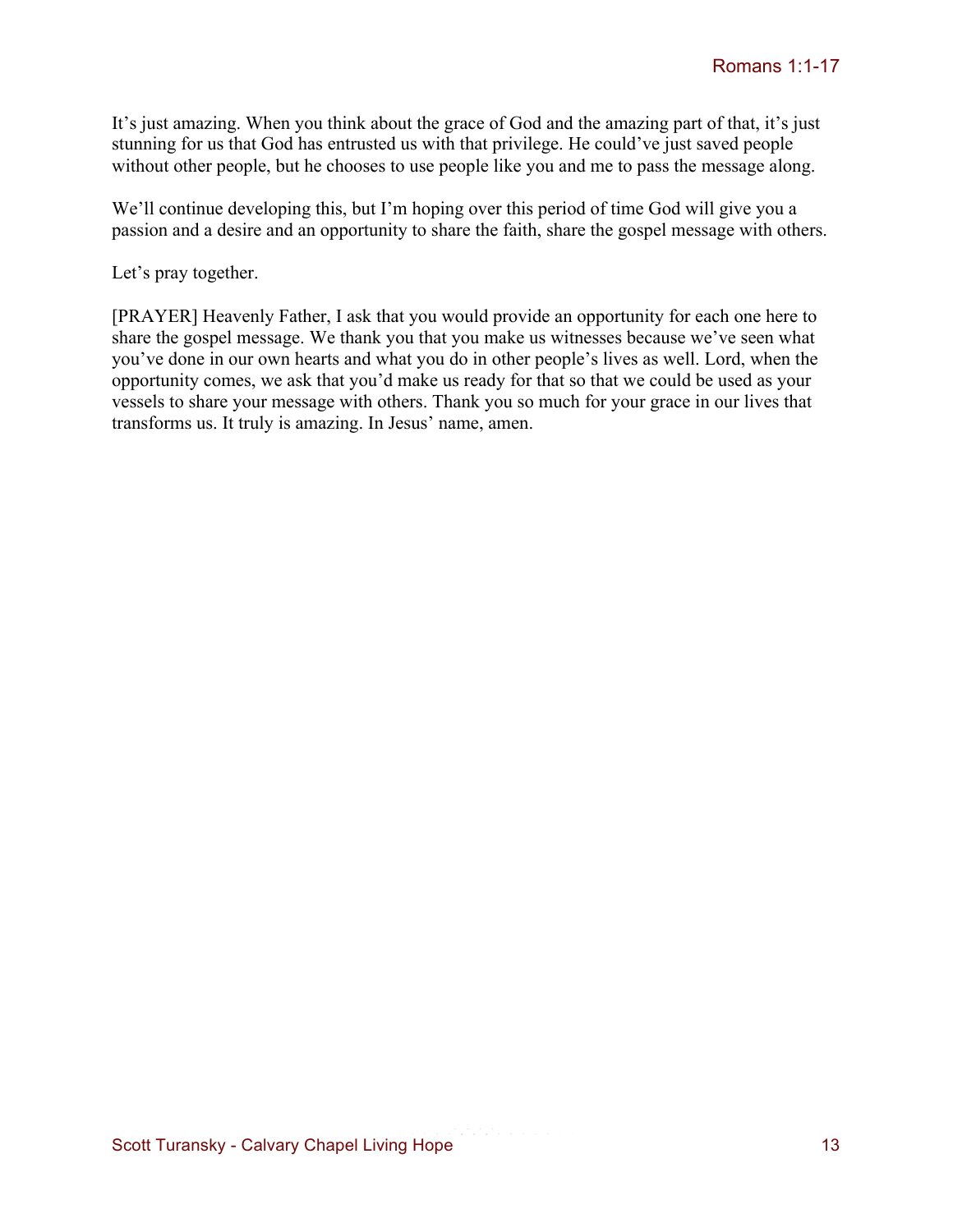It's just amazing. When you think about the grace of God and the amazing part of that, it's just stunning for us that God has entrusted us with that privilege. He could've just saved people without other people, but he chooses to use people like you and me to pass the message along.

We'll continue developing this, but I'm hoping over this period of time God will give you a passion and a desire and an opportunity to share the faith, share the gospel message with others.

Let's pray together.

[PRAYER] Heavenly Father, I ask that you would provide an opportunity for each one here to share the gospel message. We thank you that you make us witnesses because we've seen what you've done in our own hearts and what you do in other people's lives as well. Lord, when the opportunity comes, we ask that you'd make us ready for that so that we could be used as your vessels to share your message with others. Thank you so much for your grace in our lives that transforms us. It truly is amazing. In Jesus' name, amen.